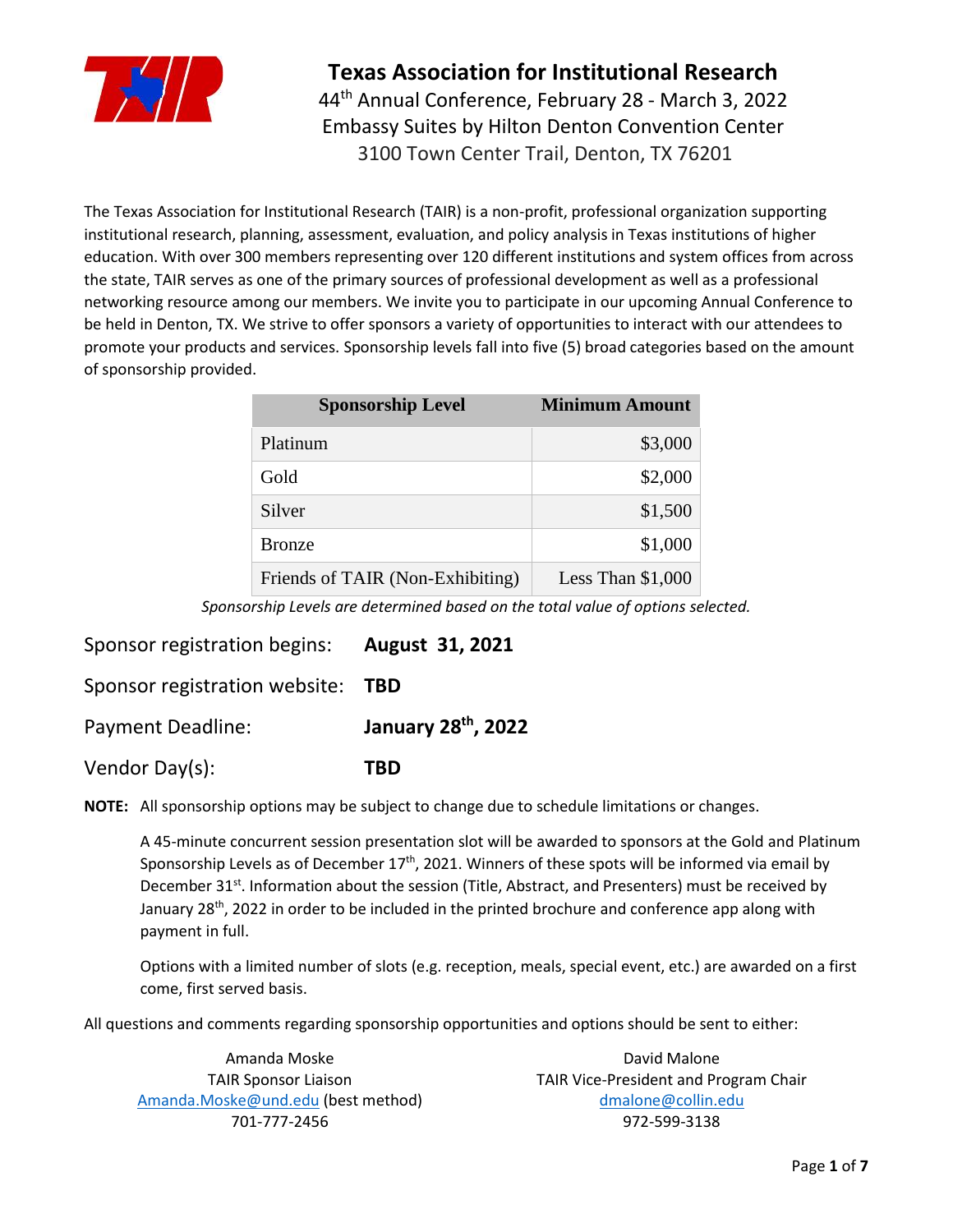# Texas Association for Institutional Research

44th Annual Conference, February 28 - March 3, 2022
Embassy Suites by Hilton Denton Convention Center
3100 Town Center Trail, Denton, TX 76201

The Texas Association for Institutional Research (TAIR) is a non-profit, professional organization supporting institutional research, planning, assessment, evaluation, and policy analysis in Texas institutions of higher education. With over 300 members representing over 120 different institutions and system offices from across the state, TAIR serves as one of the primary sources of professional development as well as a professional networking resource among our members. We invite you to participate in our upcoming Annual Conference to be held in Denton, TX. We strive to offer sponsors a variety of opportunities to interact with our attendees to promote your products and services. Sponsorship levels fall into five (5) broad categories based on the amount of sponsorship provided.

| Sponsorship Level | Minimum Amount |
|---|---:|
| Platinum | $3,000 |
| Gold | $2,000 |
| Silver | $1,500 |
| Bronze | $1,000 |
| Friends of TAIR (Non-Exhibiting) | Less Than $1,000 |

*Sponsorship Levels are determined based on the total value of options selected.*

Sponsor registration begins: **August 31, 2021**

Sponsor registration website: **TBD**

Payment Deadline: **January 28th, 2022**

Vendor Day(s): **TBD**

**NOTE:** All sponsorship options may be subject to change due to schedule limitations or changes.

A 45-minute concurrent session presentation slot will be awarded to sponsors at the Gold and Platinum Sponsorship Levels as of December 17th, 2021. Winners of these spots will be informed via email by December 31st. Information about the session (Title, Abstract, and Presenters) must be received by January 28th, 2022 in order to be included in the printed brochure and conference app along with payment in full.

Options with a limited number of slots (e.g. reception, meals, special event, etc.) are awarded on a first come, first served basis.

All questions and comments regarding sponsorship opportunities and options should be sent to either:

Amanda Moske
TAIR Sponsor Liaison
Amanda.Moske@und.edu (best method)
701-777-2456

David Malone
TAIR Vice-President and Program Chair
dmalone@collin.edu
972-599-3138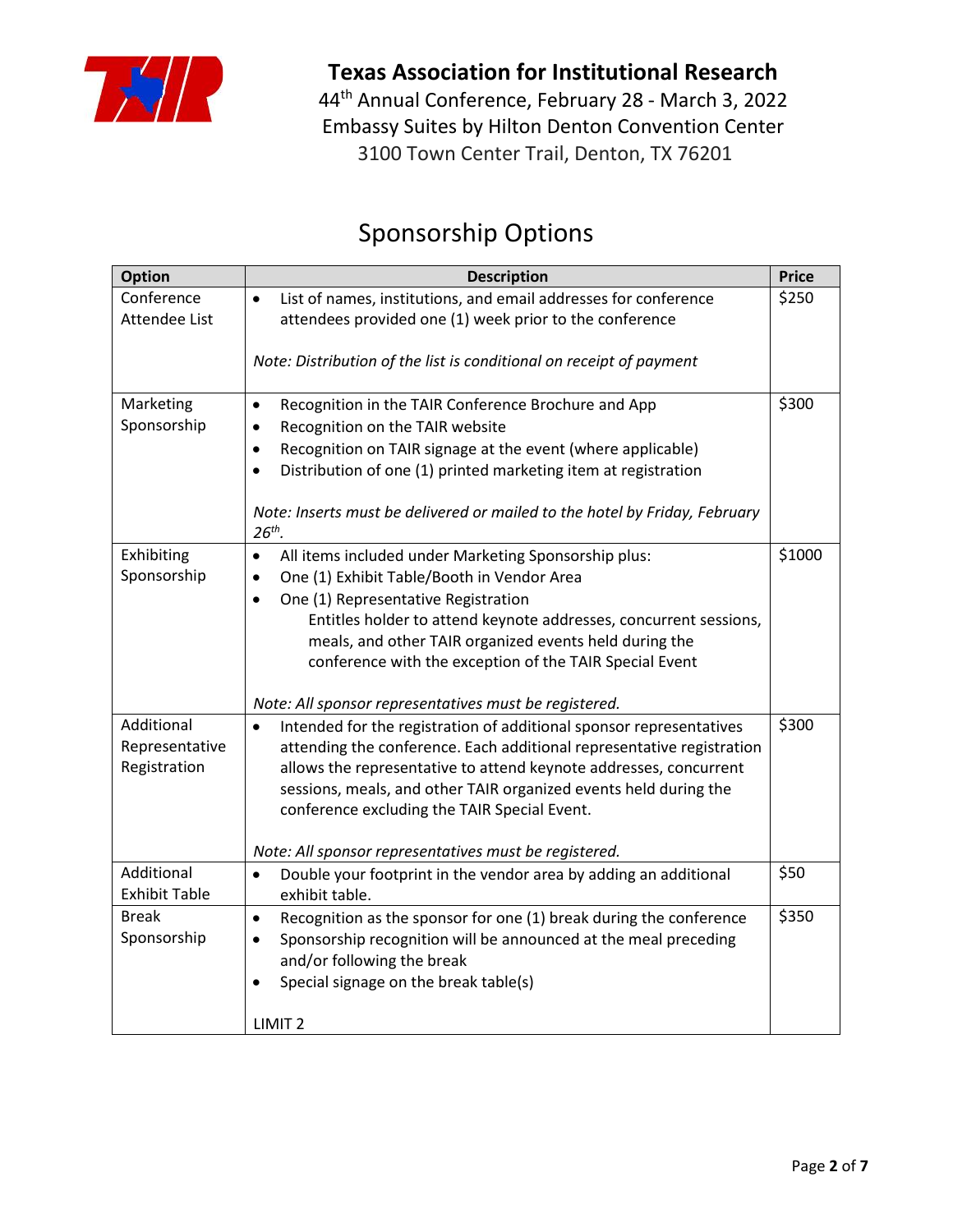# Texas Association for Institutional Research

44th Annual Conference, February 28 - March 3, 2022
Embassy Suites by Hilton Denton Convention Center
3100 Town Center Trail, Denton, TX 76201

## Sponsorship Options

| Option | Description | Price |
|---|---|---|
| Conference Attendee List | • List of names, institutions, and email addresses for conference attendees provided one (1) week prior to the conference<br><br>*Note: Distribution of the list is conditional on receipt of payment* | $250 |
| Marketing Sponsorship | • Recognition in the TAIR Conference Brochure and App<br>• Recognition on the TAIR website<br>• Recognition on TAIR signage at the event (where applicable)<br>• Distribution of one (1) printed marketing item at registration<br><br>*Note: Inserts must be delivered or mailed to the hotel by Friday, February 26th.* | $300 |
| Exhibiting Sponsorship | • All items included under Marketing Sponsorship plus:<br>• One (1) Exhibit Table/Booth in Vendor Area<br>• One (1) Representative Registration<br>Entitles holder to attend keynote addresses, concurrent sessions, meals, and other TAIR organized events held during the conference with the exception of the TAIR Special Event<br><br>*Note: All sponsor representatives must be registered.* | $1000 |
| Additional Representative Registration | • Intended for the registration of additional sponsor representatives attending the conference. Each additional representative registration allows the representative to attend keynote addresses, concurrent sessions, meals, and other TAIR organized events held during the conference excluding the TAIR Special Event.<br><br>*Note: All sponsor representatives must be registered.* | $300 |
| Additional Exhibit Table | • Double your footprint in the vendor area by adding an additional exhibit table. | $50 |
| Break Sponsorship | • Recognition as the sponsor for one (1) break during the conference<br>• Sponsorship recognition will be announced at the meal preceding and/or following the break<br>• Special signage on the break table(s)<br><br>LIMIT 2 | $350 |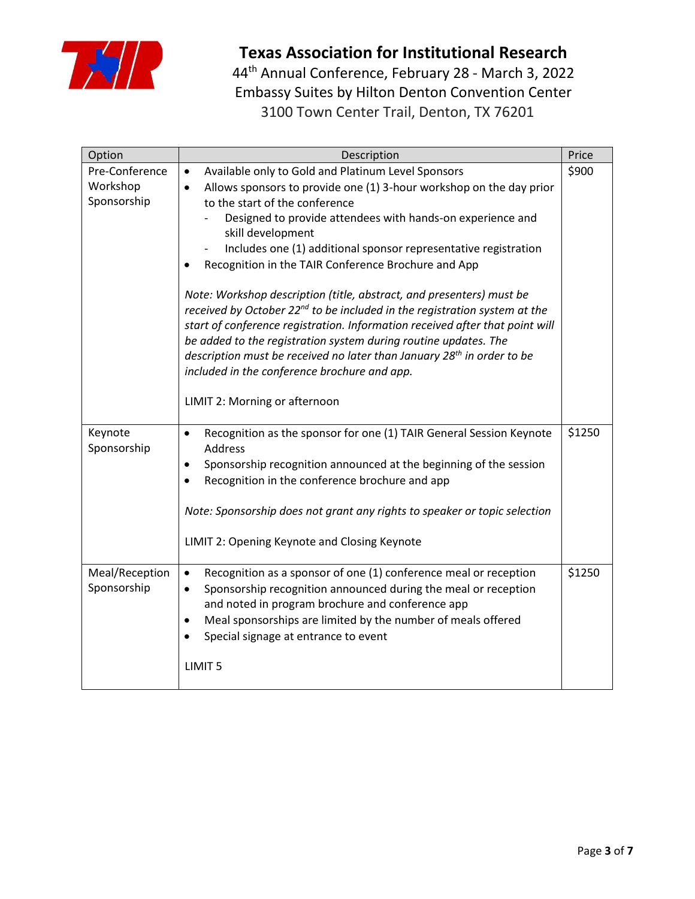# Texas Association for Institutional Research

44th Annual Conference, February 28 - March 3, 2022
Embassy Suites by Hilton Denton Convention Center
3100 Town Center Trail, Denton, TX 76201

| Option | Description | Price |
|---|---|---|
| Pre-Conference Workshop Sponsorship | • Available only to Gold and Platinum Level Sponsors<br>• Allows sponsors to provide one (1) 3-hour workshop on the day prior to the start of the conference<br>  - Designed to provide attendees with hands-on experience and skill development<br>  - Includes one (1) additional sponsor representative registration<br>• Recognition in the TAIR Conference Brochure and App<br><br>*Note: Workshop description (title, abstract, and presenters) must be received by October 22nd to be included in the registration system at the start of conference registration. Information received after that point will be added to the registration system during routine updates. The description must be received no later than January 28th in order to be included in the conference brochure and app.*<br><br>LIMIT 2: Morning or afternoon | $900 |
| Keynote Sponsorship | • Recognition as the sponsor for one (1) TAIR General Session Keynote Address<br>• Sponsorship recognition announced at the beginning of the session<br>• Recognition in the conference brochure and app<br><br>*Note: Sponsorship does not grant any rights to speaker or topic selection*<br><br>LIMIT 2: Opening Keynote and Closing Keynote | $1250 |
| Meal/Reception Sponsorship | • Recognition as a sponsor of one (1) conference meal or reception<br>• Sponsorship recognition announced during the meal or reception and noted in program brochure and conference app<br>• Meal sponsorships are limited by the number of meals offered<br>• Special signage at entrance to event<br><br>LIMIT 5 | $1250 |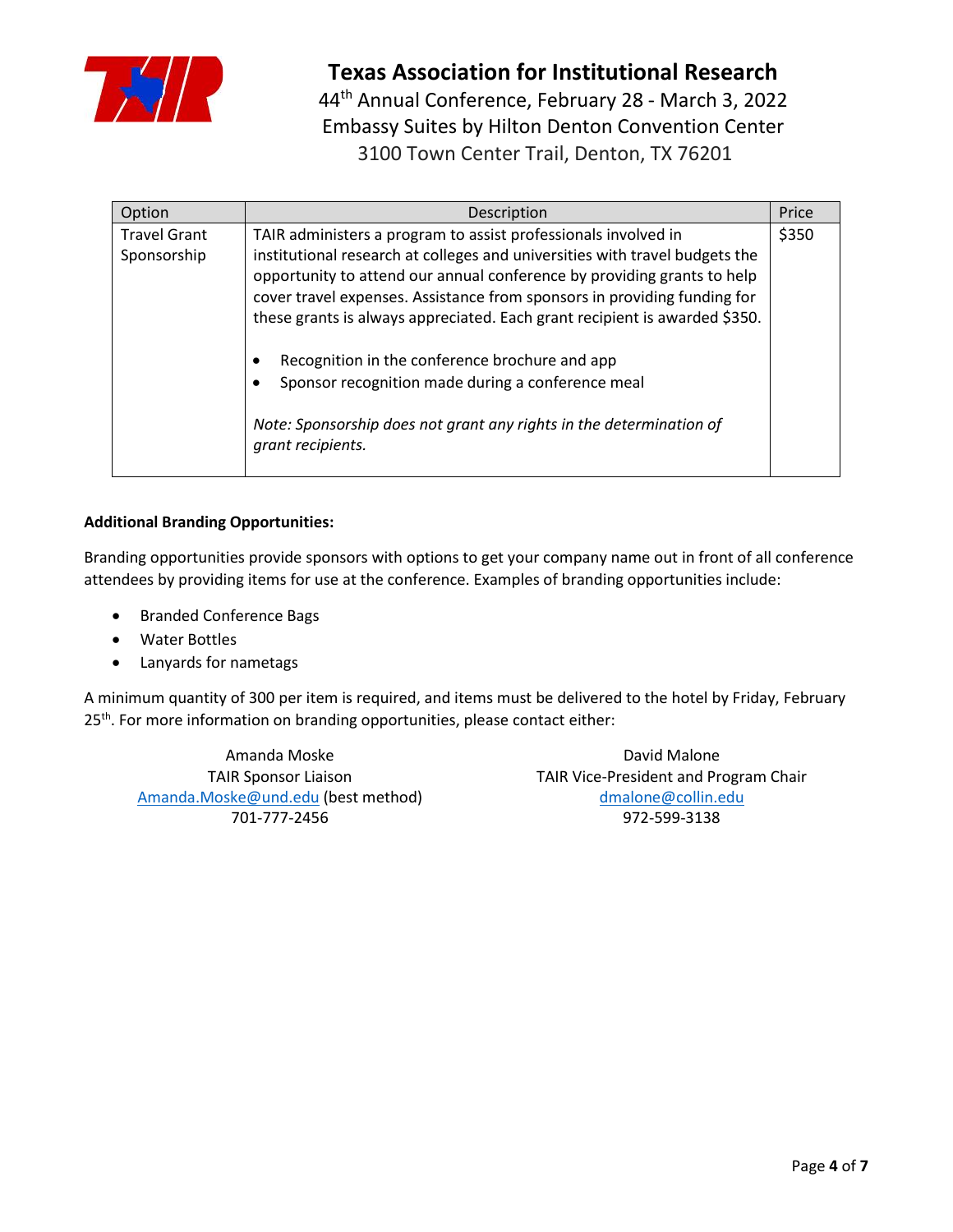# Texas Association for Institutional Research

44th Annual Conference, February 28 - March 3, 2022
Embassy Suites by Hilton Denton Convention Center
3100 Town Center Trail, Denton, TX 76201

| Option | Description | Price |
|---|---|---|
| Travel Grant Sponsorship | TAIR administers a program to assist professionals involved in institutional research at colleges and universities with travel budgets the opportunity to attend our annual conference by providing grants to help cover travel expenses. Assistance from sponsors in providing funding for these grants is always appreciated. Each grant recipient is awarded $350.<br><br>• Recognition in the conference brochure and app<br>• Sponsor recognition made during a conference meal<br><br>*Note: Sponsorship does not grant any rights in the determination of grant recipients.* | $350 |

**Additional Branding Opportunities:**

Branding opportunities provide sponsors with options to get your company name out in front of all conference attendees by providing items for use at the conference. Examples of branding opportunities include:

- Branded Conference Bags
- Water Bottles
- Lanyards for nametags

A minimum quantity of 300 per item is required, and items must be delivered to the hotel by Friday, February 25th. For more information on branding opportunities, please contact either:

Amanda Moske
TAIR Sponsor Liaison
Amanda.Moske@und.edu (best method)
701-777-2456

David Malone
TAIR Vice-President and Program Chair
dmalone@collin.edu
972-599-3138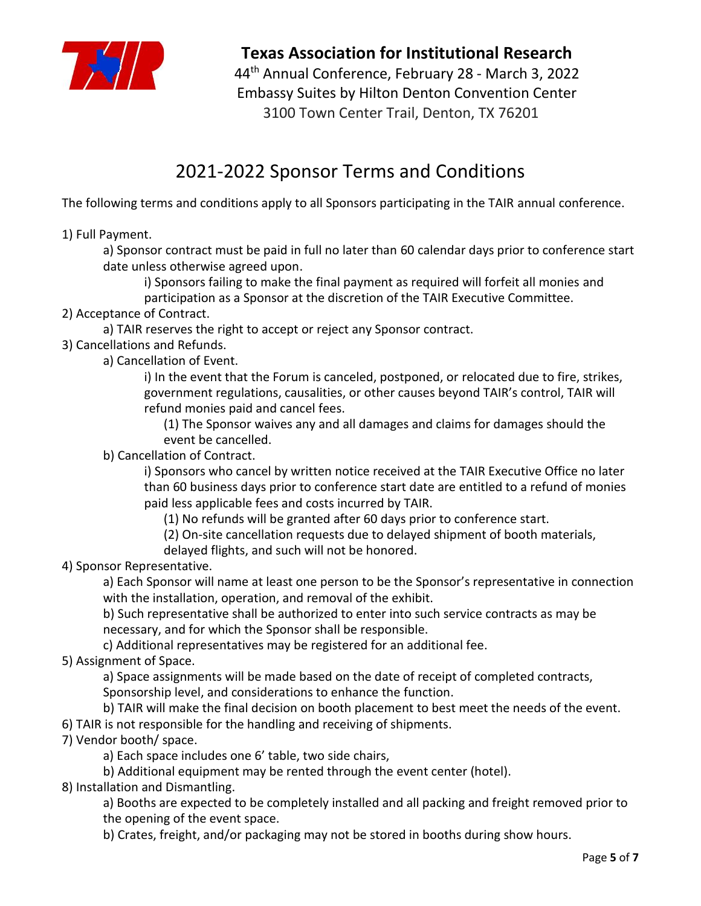# Texas Association for Institutional Research

44th Annual Conference, February 28 - March 3, 2022
Embassy Suites by Hilton Denton Convention Center
3100 Town Center Trail, Denton, TX 76201

## 2021-2022 Sponsor Terms and Conditions

The following terms and conditions apply to all Sponsors participating in the TAIR annual conference.

1) Full Payment.
   - a) Sponsor contract must be paid in full no later than 60 calendar days prior to conference start date unless otherwise agreed upon.
     - i) Sponsors failing to make the final payment as required will forfeit all monies and participation as a Sponsor at the discretion of the TAIR Executive Committee.
2) Acceptance of Contract.
   - a) TAIR reserves the right to accept or reject any Sponsor contract.
3) Cancellations and Refunds.
   - a) Cancellation of Event.
     - i) In the event that the Forum is canceled, postponed, or relocated due to fire, strikes, government regulations, causalities, or other causes beyond TAIR's control, TAIR will refund monies paid and cancel fees.
       - (1) The Sponsor waives any and all damages and claims for damages should the event be cancelled.
   - b) Cancellation of Contract.
     - i) Sponsors who cancel by written notice received at the TAIR Executive Office no later than 60 business days prior to conference start date are entitled to a refund of monies paid less applicable fees and costs incurred by TAIR.
       - (1) No refunds will be granted after 60 days prior to conference start.
       - (2) On-site cancellation requests due to delayed shipment of booth materials, delayed flights, and such will not be honored.
4) Sponsor Representative.
   - a) Each Sponsor will name at least one person to be the Sponsor's representative in connection with the installation, operation, and removal of the exhibit.
   - b) Such representative shall be authorized to enter into such service contracts as may be necessary, and for which the Sponsor shall be responsible.
   - c) Additional representatives may be registered for an additional fee.
5) Assignment of Space.
   - a) Space assignments will be made based on the date of receipt of completed contracts, Sponsorship level, and considerations to enhance the function.
   - b) TAIR will make the final decision on booth placement to best meet the needs of the event.
6) TAIR is not responsible for the handling and receiving of shipments.
7) Vendor booth/ space.
   - a) Each space includes one 6' table, two side chairs,
   - b) Additional equipment may be rented through the event center (hotel).
8) Installation and Dismantling.
   - a) Booths are expected to be completely installed and all packing and freight removed prior to the opening of the event space.
   - b) Crates, freight, and/or packaging may not be stored in booths during show hours.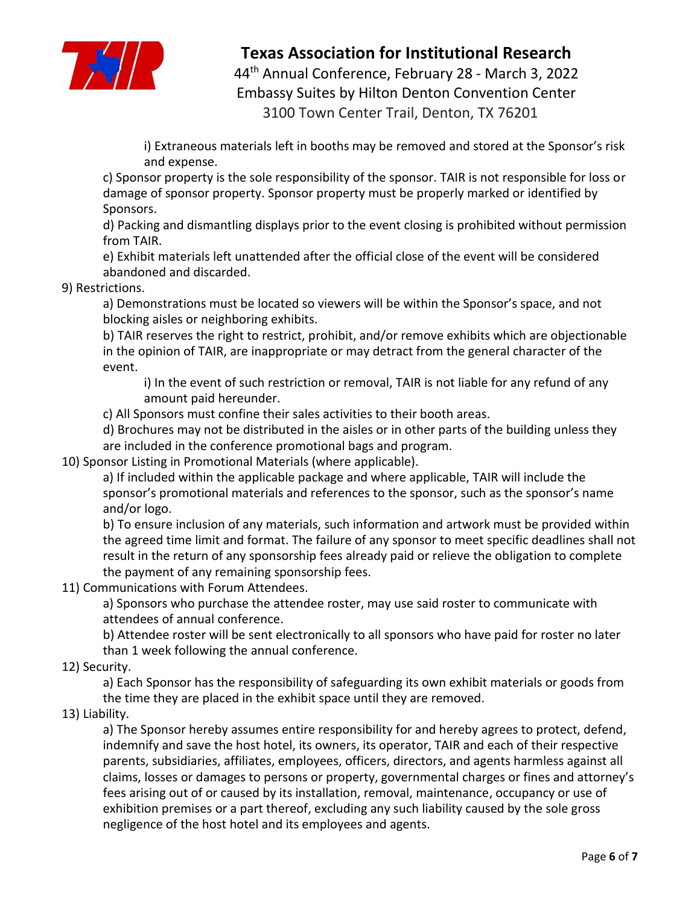i) Extraneous materials left in booths may be removed and stored at the Sponsor's risk and expense.

c) Sponsor property is the sole responsibility of the sponsor. TAIR is not responsible for loss or damage of sponsor property. Sponsor property must be properly marked or identified by Sponsors.

d) Packing and dismantling displays prior to the event closing is prohibited without permission from TAIR.

e) Exhibit materials left unattended after the official close of the event will be considered abandoned and discarded.

9) Restrictions.

a) Demonstrations must be located so viewers will be within the Sponsor's space, and not blocking aisles or neighboring exhibits.

b) TAIR reserves the right to restrict, prohibit, and/or remove exhibits which are objectionable in the opinion of TAIR, are inappropriate or may detract from the general character of the event.

i) In the event of such restriction or removal, TAIR is not liable for any refund of any amount paid hereunder.

c) All Sponsors must confine their sales activities to their booth areas.

d) Brochures may not be distributed in the aisles or in other parts of the building unless they are included in the conference promotional bags and program.

10) Sponsor Listing in Promotional Materials (where applicable).

a) If included within the applicable package and where applicable, TAIR will include the sponsor's promotional materials and references to the sponsor, such as the sponsor's name and/or logo.

b) To ensure inclusion of any materials, such information and artwork must be provided within the agreed time limit and format. The failure of any sponsor to meet specific deadlines shall not result in the return of any sponsorship fees already paid or relieve the obligation to complete the payment of any remaining sponsorship fees.

11) Communications with Forum Attendees.

a) Sponsors who purchase the attendee roster, may use said roster to communicate with attendees of annual conference.

b) Attendee roster will be sent electronically to all sponsors who have paid for roster no later than 1 week following the annual conference.

12) Security.

a) Each Sponsor has the responsibility of safeguarding its own exhibit materials or goods from the time they are placed in the exhibit space until they are removed.

13) Liability.

a) The Sponsor hereby assumes entire responsibility for and hereby agrees to protect, defend, indemnify and save the host hotel, its owners, its operator, TAIR and each of their respective parents, subsidiaries, affiliates, employees, officers, directors, and agents harmless against all claims, losses or damages to persons or property, governmental charges or fines and attorney's fees arising out of or caused by its installation, removal, maintenance, occupancy or use of exhibition premises or a part thereof, excluding any such liability caused by the sole gross negligence of the host hotel and its employees and agents.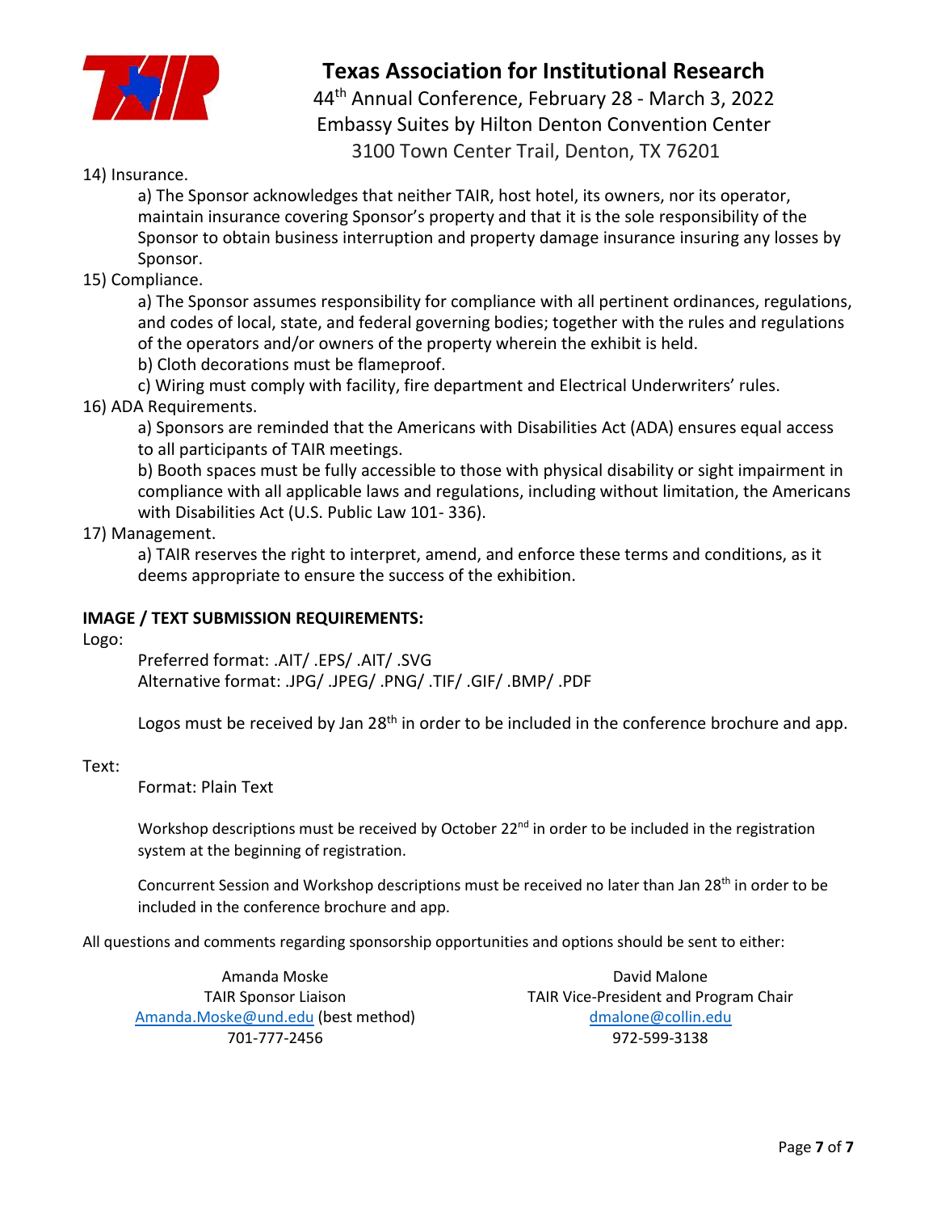14) Insurance.

a) The Sponsor acknowledges that neither TAIR, host hotel, its owners, nor its operator, maintain insurance covering Sponsor's property and that it is the sole responsibility of the Sponsor to obtain business interruption and property damage insurance insuring any losses by Sponsor.

15) Compliance.

a) The Sponsor assumes responsibility for compliance with all pertinent ordinances, regulations, and codes of local, state, and federal governing bodies; together with the rules and regulations of the operators and/or owners of the property wherein the exhibit is held.

b) Cloth decorations must be flameproof.

c) Wiring must comply with facility, fire department and Electrical Underwriters' rules.

16) ADA Requirements.

a) Sponsors are reminded that the Americans with Disabilities Act (ADA) ensures equal access to all participants of TAIR meetings.

b) Booth spaces must be fully accessible to those with physical disability or sight impairment in compliance with all applicable laws and regulations, including without limitation, the Americans with Disabilities Act (U.S. Public Law 101- 336).

17) Management.

a) TAIR reserves the right to interpret, amend, and enforce these terms and conditions, as it deems appropriate to ensure the success of the exhibition.

**IMAGE / TEXT SUBMISSION REQUIREMENTS:**

Logo:

Preferred format: .AIT/ .EPS/ .AIT/ .SVG
Alternative format: .JPG/ .JPEG/ .PNG/ .TIF/ .GIF/ .BMP/ .PDF

Logos must be received by Jan 28th in order to be included in the conference brochure and app.

Text:

Format: Plain Text

Workshop descriptions must be received by October 22nd in order to be included in the registration system at the beginning of registration.

Concurrent Session and Workshop descriptions must be received no later than Jan 28th in order to be included in the conference brochure and app.

All questions and comments regarding sponsorship opportunities and options should be sent to either:

Amanda Moske
TAIR Sponsor Liaison
Amanda.Moske@und.edu (best method)
701-777-2456

David Malone
TAIR Vice-President and Program Chair
dmalone@collin.edu
972-599-3138